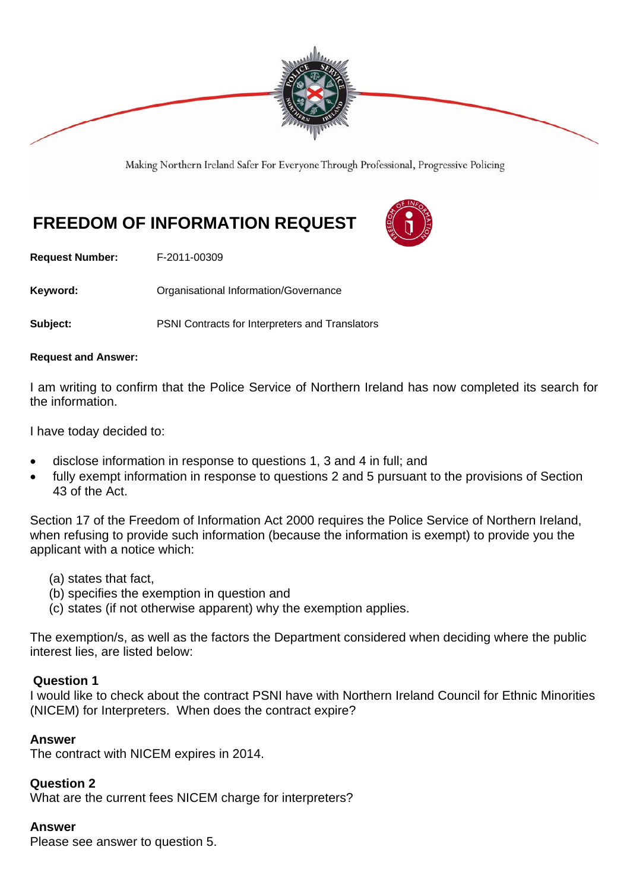Making Northern Ireland Safer For Everyone Through Professional, Progressive Policing

# FREEDOM OF INFORMATION REQUEST

**Request Number:** F-2011-00309

**Keyword:** Organisational Information/Governance

**Subject:** PSNI Contracts for Interpreters and Translators

**Request and Answer:**

I am writing to confirm that the Police Service of Northern Ireland has now completed its search for the information.

I have today decided to:

- disclose information in response to questions 1, 3 and 4 in full; and
- fully exempt information in response to questions 2 and 5 pursuant to the provisions of Section 43 of the Act.

Section 17 of the Freedom of Information Act 2000 requires the Police Service of Northern Ireland, when refusing to provide such information (because the information is exempt) to provide you the applicant with a notice which:

(a) states that fact,
(b) specifies the exemption in question and
(c) states (if not otherwise apparent) why the exemption applies.

The exemption/s, as well as the factors the Department considered when deciding where the public interest lies, are listed below:

**Question 1**
I would like to check about the contract PSNI have with Northern Ireland Council for Ethnic Minorities (NICEM) for Interpreters. When does the contract expire?

**Answer**
The contract with NICEM expires in 2014.

**Question 2**
What are the current fees NICEM charge for interpreters?

**Answer**
Please see answer to question 5.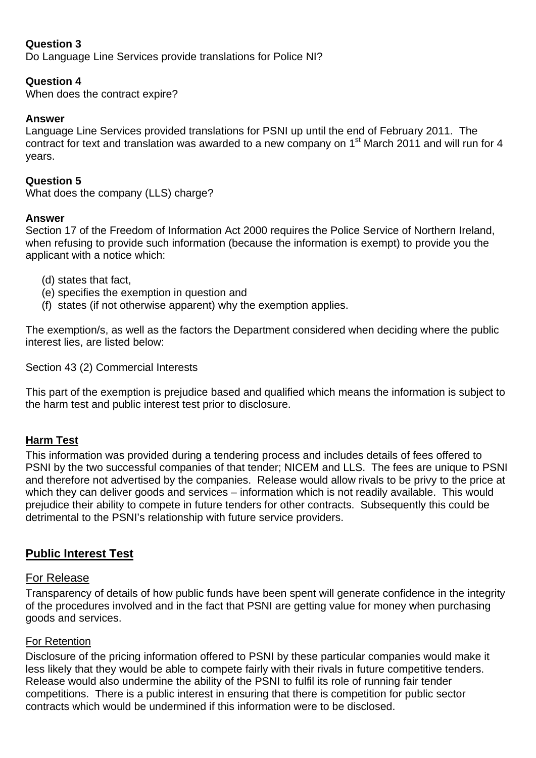**Question 3**
Do Language Line Services provide translations for Police NI?

**Question 4**
When does the contract expire?

**Answer**
Language Line Services provided translations for PSNI up until the end of February 2011. The contract for text and translation was awarded to a new company on 1st March 2011 and will run for 4 years.

**Question 5**
What does the company (LLS) charge?

**Answer**
Section 17 of the Freedom of Information Act 2000 requires the Police Service of Northern Ireland, when refusing to provide such information (because the information is exempt) to provide you the applicant with a notice which:

(d) states that fact,
(e) specifies the exemption in question and
(f) states (if not otherwise apparent) why the exemption applies.

The exemption/s, as well as the factors the Department considered when deciding where the public interest lies, are listed below:

Section 43 (2) Commercial Interests

This part of the exemption is prejudice based and qualified which means the information is subject to the harm test and public interest test prior to disclosure.

**Harm Test**

This information was provided during a tendering process and includes details of fees offered to PSNI by the two successful companies of that tender; NICEM and LLS. The fees are unique to PSNI and therefore not advertised by the companies. Release would allow rivals to be privy to the price at which they can deliver goods and services – information which is not readily available. This would prejudice their ability to compete in future tenders for other contracts. Subsequently this could be detrimental to the PSNI's relationship with future service providers.

## Public Interest Test

### For Release

Transparency of details of how public funds have been spent will generate confidence in the integrity of the procedures involved and in the fact that PSNI are getting value for money when purchasing goods and services.

### For Retention

Disclosure of the pricing information offered to PSNI by these particular companies would make it less likely that they would be able to compete fairly with their rivals in future competitive tenders. Release would also undermine the ability of the PSNI to fulfil its role of running fair tender competitions. There is a public interest in ensuring that there is competition for public sector contracts which would be undermined if this information were to be disclosed.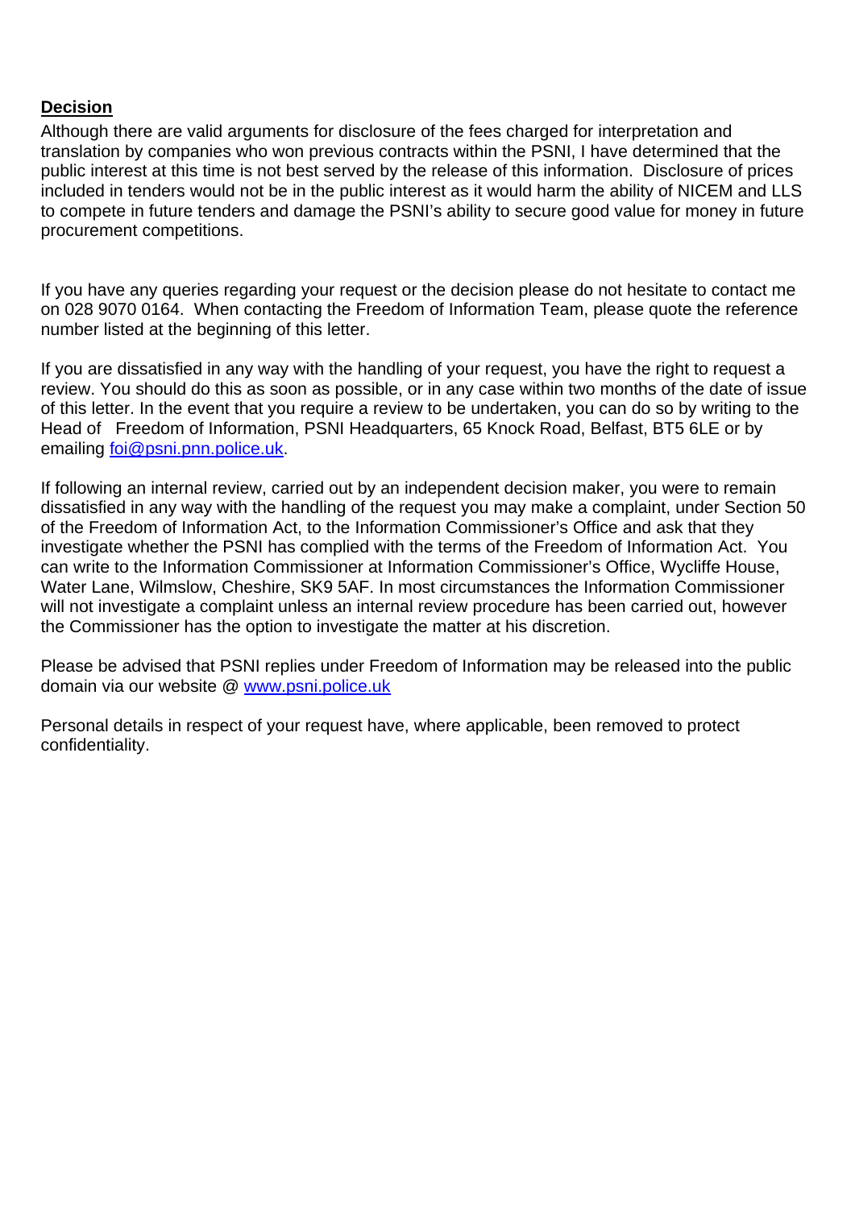**Decision**

Although there are valid arguments for disclosure of the fees charged for interpretation and translation by companies who won previous contracts within the PSNI, I have determined that the public interest at this time is not best served by the release of this information. Disclosure of prices included in tenders would not be in the public interest as it would harm the ability of NICEM and LLS to compete in future tenders and damage the PSNI's ability to secure good value for money in future procurement competitions.

If you have any queries regarding your request or the decision please do not hesitate to contact me on 028 9070 0164. When contacting the Freedom of Information Team, please quote the reference number listed at the beginning of this letter.

If you are dissatisfied in any way with the handling of your request, you have the right to request a review. You should do this as soon as possible, or in any case within two months of the date of issue of this letter. In the event that you require a review to be undertaken, you can do so by writing to the Head of Freedom of Information, PSNI Headquarters, 65 Knock Road, Belfast, BT5 6LE or by emailing foi@psni.pnn.police.uk.

If following an internal review, carried out by an independent decision maker, you were to remain dissatisfied in any way with the handling of the request you may make a complaint, under Section 50 of the Freedom of Information Act, to the Information Commissioner's Office and ask that they investigate whether the PSNI has complied with the terms of the Freedom of Information Act. You can write to the Information Commissioner at Information Commissioner's Office, Wycliffe House, Water Lane, Wilmslow, Cheshire, SK9 5AF. In most circumstances the Information Commissioner will not investigate a complaint unless an internal review procedure has been carried out, however the Commissioner has the option to investigate the matter at his discretion.

Please be advised that PSNI replies under Freedom of Information may be released into the public domain via our website @ www.psni.police.uk

Personal details in respect of your request have, where applicable, been removed to protect confidentiality.